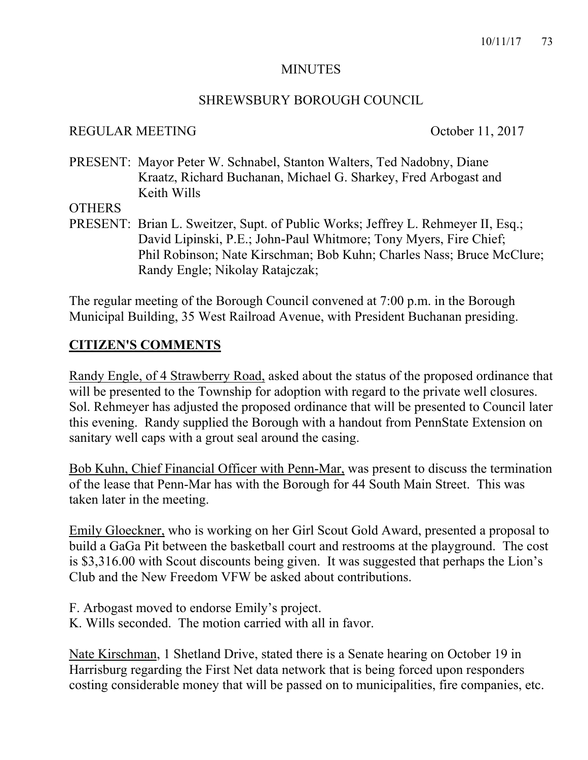MINUTES

SHREWSBURY BOROUGH COUNCIL

REGULAR MEETING October 11, 2017

PRESENT: Mayor Peter W. Schnabel, Stanton Walters, Ted Nadobny, Diane Kraatz, Richard Buchanan, Michael G. Sharkey, Fred Arbogast and Keith Wills

OTHERS

PRESENT: Brian L. Sweitzer, Supt. of Public Works; Jeffrey L. Rehmeyer II, Esq.; David Lipinski, P.E.; John-Paul Whitmore; Tony Myers, Fire Chief; Phil Robinson; Nate Kirschman; Bob Kuhn; Charles Nass; Bruce McClure; Randy Engle; Nikolay Ratajczak;

The regular meeting of the Borough Council convened at 7:00 p.m. in the Borough Municipal Building, 35 West Railroad Avenue, with President Buchanan presiding.

## CITIZEN'S COMMENTS

Randy Engle, of 4 Strawberry Road, asked about the status of the proposed ordinance that will be presented to the Township for adoption with regard to the private well closures. Sol. Rehmeyer has adjusted the proposed ordinance that will be presented to Council later this evening. Randy supplied the Borough with a handout from PennState Extension on sanitary well caps with a grout seal around the casing.

Bob Kuhn, Chief Financial Officer with Penn-Mar, was present to discuss the termination of the lease that Penn-Mar has with the Borough for 44 South Main Street. This was taken later in the meeting.

Emily Gloeckner, who is working on her Girl Scout Gold Award, presented a proposal to build a GaGa Pit between the basketball court and restrooms at the playground. The cost is $3,316.00 with Scout discounts being given. It was suggested that perhaps the Lion's Club and the New Freedom VFW be asked about contributions.

F. Arbogast moved to endorse Emily's project.
K. Wills seconded. The motion carried with all in favor.

Nate Kirschman, 1 Shetland Drive, stated there is a Senate hearing on October 19 in Harrisburg regarding the First Net data network that is being forced upon responders costing considerable money that will be passed on to municipalities, fire companies, etc.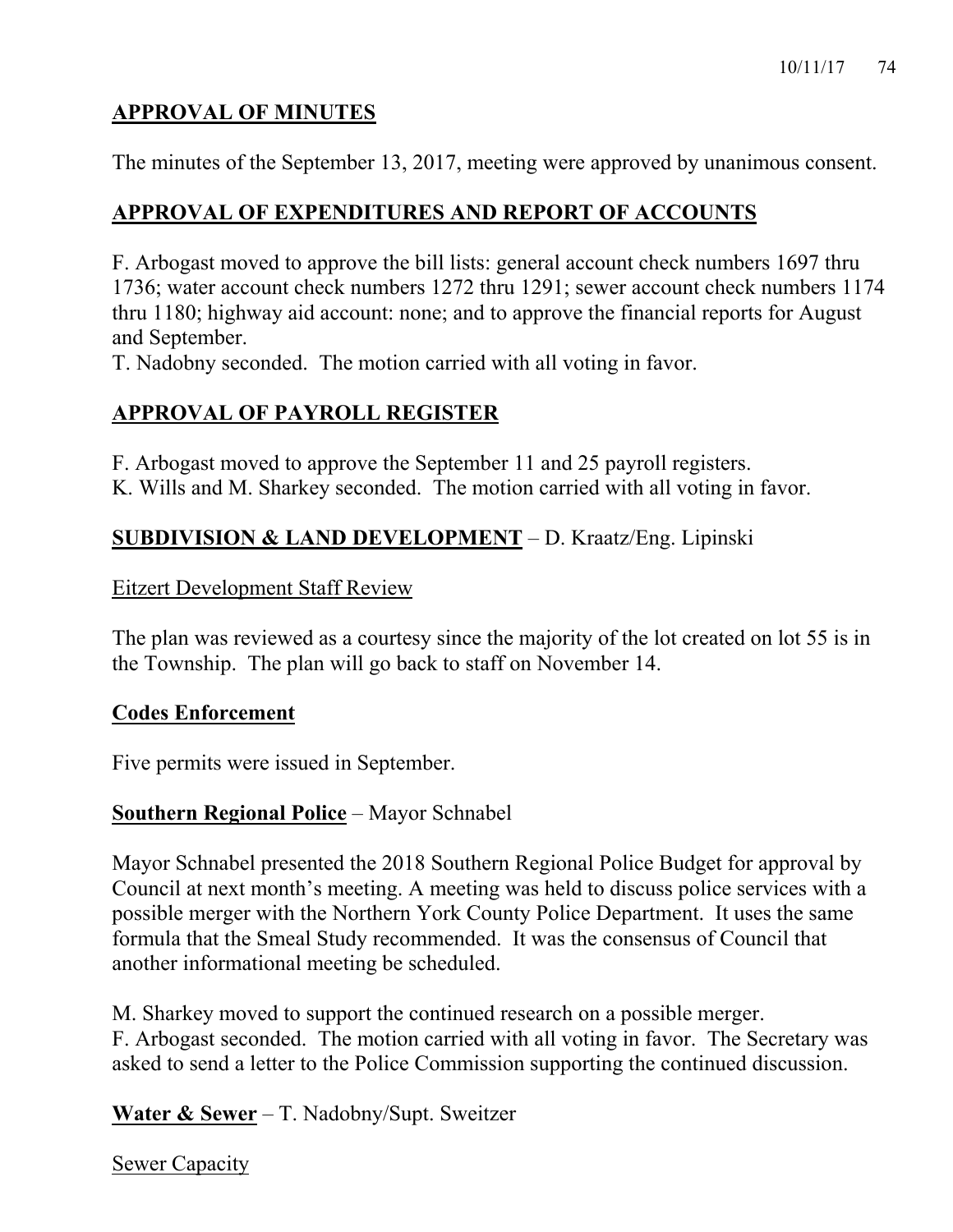## APPROVAL OF MINUTES

The minutes of the September 13, 2017, meeting were approved by unanimous consent.

## APPROVAL OF EXPENDITURES AND REPORT OF ACCOUNTS

F. Arbogast moved to approve the bill lists: general account check numbers 1697 thru 1736; water account check numbers 1272 thru 1291; sewer account check numbers 1174 thru 1180; highway aid account: none; and to approve the financial reports for August and September.
T. Nadobny seconded. The motion carried with all voting in favor.

## APPROVAL OF PAYROLL REGISTER

F. Arbogast moved to approve the September 11 and 25 payroll registers.
K. Wills and M. Sharkey seconded. The motion carried with all voting in favor.

## SUBDIVISION & LAND DEVELOPMENT – D. Kraatz/Eng. Lipinski

Eitzert Development Staff Review

The plan was reviewed as a courtesy since the majority of the lot created on lot 55 is in the Township. The plan will go back to staff on November 14.

### Codes Enforcement

Five permits were issued in September.

### Southern Regional Police – Mayor Schnabel

Mayor Schnabel presented the 2018 Southern Regional Police Budget for approval by Council at next month's meeting. A meeting was held to discuss police services with a possible merger with the Northern York County Police Department. It uses the same formula that the Smeal Study recommended. It was the consensus of Council that another informational meeting be scheduled.

M. Sharkey moved to support the continued research on a possible merger.
F. Arbogast seconded. The motion carried with all voting in favor. The Secretary was asked to send a letter to the Police Commission supporting the continued discussion.

### Water & Sewer – T. Nadobny/Supt. Sweitzer

Sewer Capacity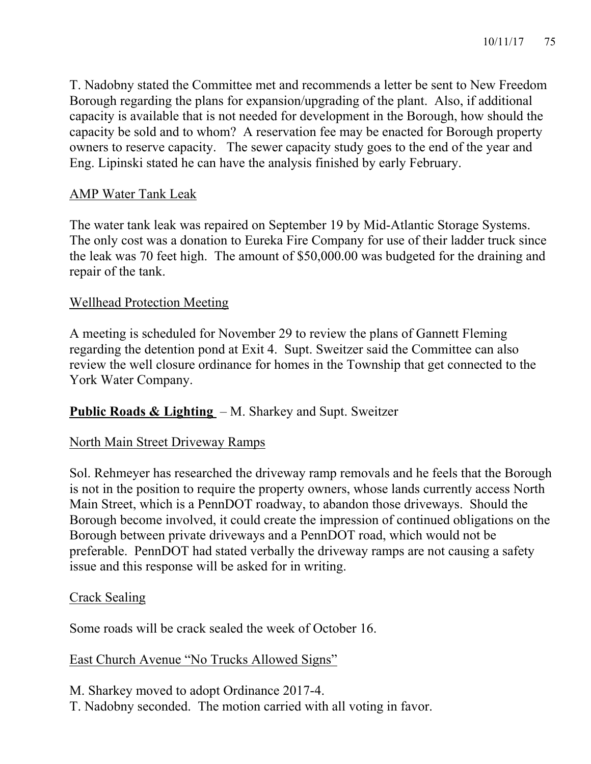T. Nadobny stated the Committee met and recommends a letter be sent to New Freedom Borough regarding the plans for expansion/upgrading of the plant. Also, if additional capacity is available that is not needed for development in the Borough, how should the capacity be sold and to whom? A reservation fee may be enacted for Borough property owners to reserve capacity. The sewer capacity study goes to the end of the year and Eng. Lipinski stated he can have the analysis finished by early February.

AMP Water Tank Leak

The water tank leak was repaired on September 19 by Mid-Atlantic Storage Systems. The only cost was a donation to Eureka Fire Company for use of their ladder truck since the leak was 70 feet high. The amount of $50,000.00 was budgeted for the draining and repair of the tank.

Wellhead Protection Meeting

A meeting is scheduled for November 29 to review the plans of Gannett Fleming regarding the detention pond at Exit 4. Supt. Sweitzer said the Committee can also review the well closure ordinance for homes in the Township that get connected to the York Water Company.

**Public Roads & Lighting** – M. Sharkey and Supt. Sweitzer

North Main Street Driveway Ramps

Sol. Rehmeyer has researched the driveway ramp removals and he feels that the Borough is not in the position to require the property owners, whose lands currently access North Main Street, which is a PennDOT roadway, to abandon those driveways. Should the Borough become involved, it could create the impression of continued obligations on the Borough between private driveways and a PennDOT road, which would not be preferable. PennDOT had stated verbally the driveway ramps are not causing a safety issue and this response will be asked for in writing.

Crack Sealing

Some roads will be crack sealed the week of October 16.

East Church Avenue "No Trucks Allowed Signs"

M. Sharkey moved to adopt Ordinance 2017-4.
T. Nadobny seconded. The motion carried with all voting in favor.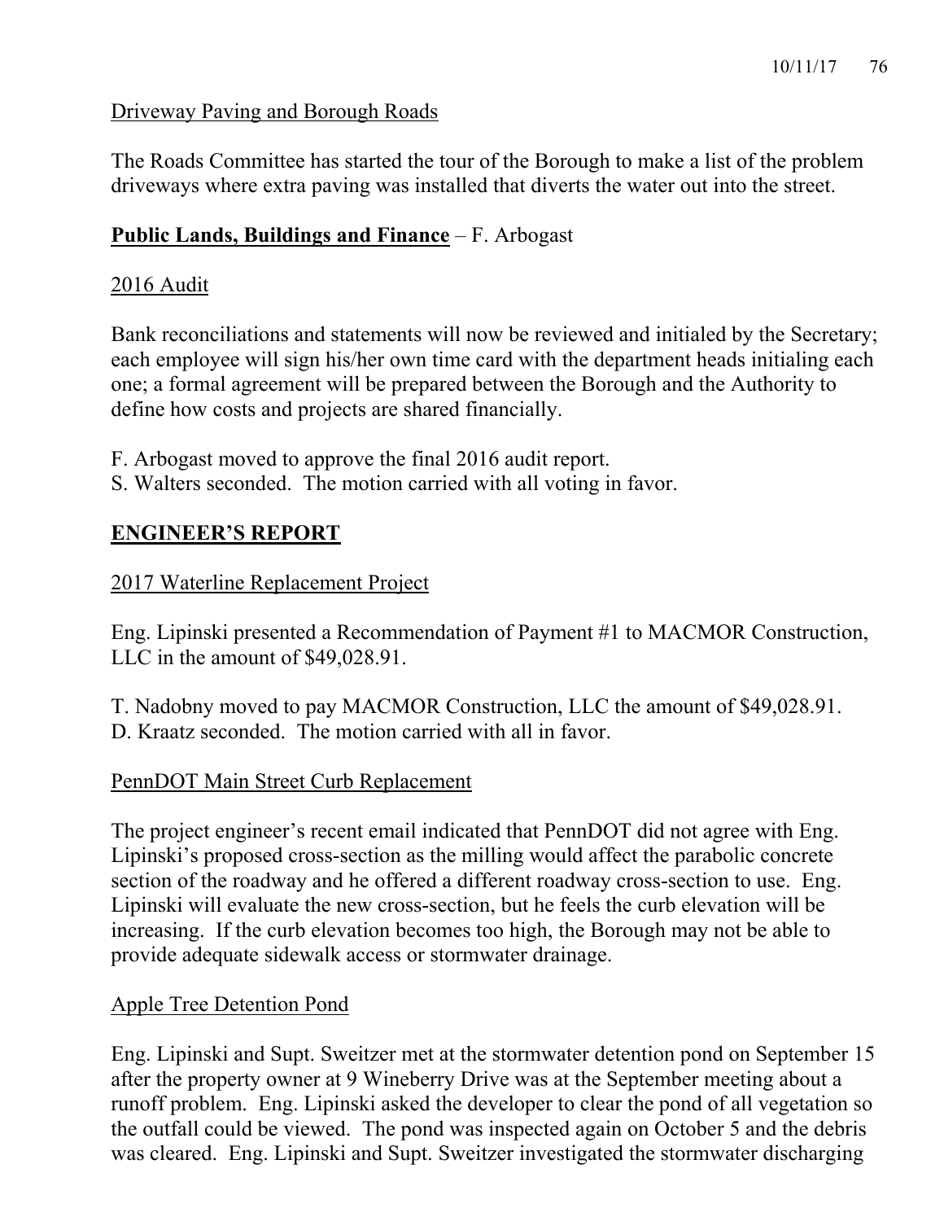Driveway Paving and Borough Roads

The Roads Committee has started the tour of the Borough to make a list of the problem driveways where extra paving was installed that diverts the water out into the street.

**Public Lands, Buildings and Finance** – F. Arbogast

2016 Audit

Bank reconciliations and statements will now be reviewed and initialed by the Secretary; each employee will sign his/her own time card with the department heads initialing each one; a formal agreement will be prepared between the Borough and the Authority to define how costs and projects are shared financially.

F. Arbogast moved to approve the final 2016 audit report.
S. Walters seconded. The motion carried with all voting in favor.

## ENGINEER'S REPORT

2017 Waterline Replacement Project

Eng. Lipinski presented a Recommendation of Payment #1 to MACMOR Construction, LLC in the amount of $49,028.91.

T. Nadobny moved to pay MACMOR Construction, LLC the amount of $49,028.91.
D. Kraatz seconded. The motion carried with all in favor.

PennDOT Main Street Curb Replacement

The project engineer's recent email indicated that PennDOT did not agree with Eng. Lipinski's proposed cross-section as the milling would affect the parabolic concrete section of the roadway and he offered a different roadway cross-section to use. Eng. Lipinski will evaluate the new cross-section, but he feels the curb elevation will be increasing. If the curb elevation becomes too high, the Borough may not be able to provide adequate sidewalk access or stormwater drainage.

Apple Tree Detention Pond

Eng. Lipinski and Supt. Sweitzer met at the stormwater detention pond on September 15 after the property owner at 9 Wineberry Drive was at the September meeting about a runoff problem. Eng. Lipinski asked the developer to clear the pond of all vegetation so the outfall could be viewed. The pond was inspected again on October 5 and the debris was cleared. Eng. Lipinski and Supt. Sweitzer investigated the stormwater discharging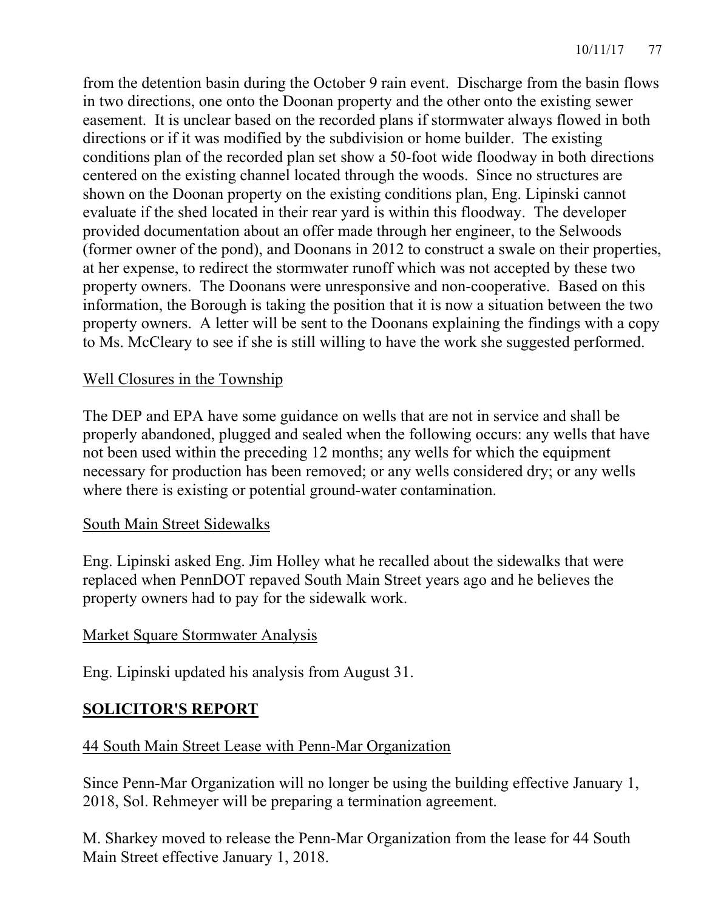from the detention basin during the October 9 rain event. Discharge from the basin flows in two directions, one onto the Doonan property and the other onto the existing sewer easement. It is unclear based on the recorded plans if stormwater always flowed in both directions or if it was modified by the subdivision or home builder. The existing conditions plan of the recorded plan set show a 50-foot wide floodway in both directions centered on the existing channel located through the woods. Since no structures are shown on the Doonan property on the existing conditions plan, Eng. Lipinski cannot evaluate if the shed located in their rear yard is within this floodway. The developer provided documentation about an offer made through her engineer, to the Selwoods (former owner of the pond), and Doonans in 2012 to construct a swale on their properties, at her expense, to redirect the stormwater runoff which was not accepted by these two property owners. The Doonans were unresponsive and non-cooperative. Based on this information, the Borough is taking the position that it is now a situation between the two property owners. A letter will be sent to the Doonans explaining the findings with a copy to Ms. McCleary to see if she is still willing to have the work she suggested performed.

Well Closures in the Township

The DEP and EPA have some guidance on wells that are not in service and shall be properly abandoned, plugged and sealed when the following occurs: any wells that have not been used within the preceding 12 months; any wells for which the equipment necessary for production has been removed; or any wells considered dry; or any wells where there is existing or potential ground-water contamination.

South Main Street Sidewalks

Eng. Lipinski asked Eng. Jim Holley what he recalled about the sidewalks that were replaced when PennDOT repaved South Main Street years ago and he believes the property owners had to pay for the sidewalk work.

Market Square Stormwater Analysis

Eng. Lipinski updated his analysis from August 31.

## SOLICITOR'S REPORT

44 South Main Street Lease with Penn-Mar Organization

Since Penn-Mar Organization will no longer be using the building effective January 1, 2018, Sol. Rehmeyer will be preparing a termination agreement.

M. Sharkey moved to release the Penn-Mar Organization from the lease for 44 South Main Street effective January 1, 2018.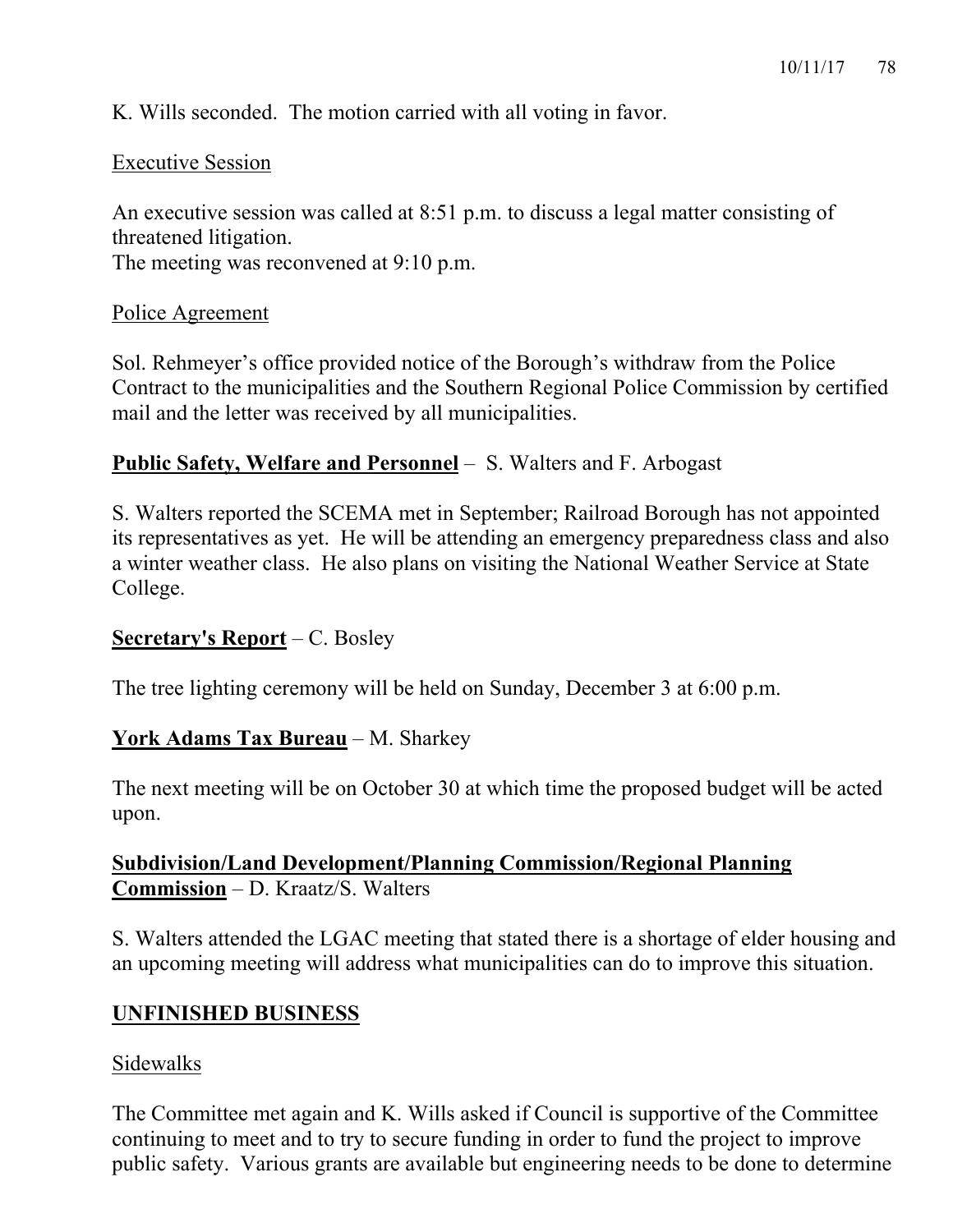K. Wills seconded. The motion carried with all voting in favor.

Executive Session

An executive session was called at 8:51 p.m. to discuss a legal matter consisting of threatened litigation.
The meeting was reconvened at 9:10 p.m.

Police Agreement

Sol. Rehmeyer's office provided notice of the Borough's withdraw from the Police Contract to the municipalities and the Southern Regional Police Commission by certified mail and the letter was received by all municipalities.

**Public Safety, Welfare and Personnel** – S. Walters and F. Arbogast

S. Walters reported the SCEMA met in September; Railroad Borough has not appointed its representatives as yet. He will be attending an emergency preparedness class and also a winter weather class. He also plans on visiting the National Weather Service at State College.

**Secretary's Report** – C. Bosley

The tree lighting ceremony will be held on Sunday, December 3 at 6:00 p.m.

**York Adams Tax Bureau** – M. Sharkey

The next meeting will be on October 30 at which time the proposed budget will be acted upon.

**Subdivision/Land Development/Planning Commission/Regional Planning Commission** – D. Kraatz/S. Walters

S. Walters attended the LGAC meeting that stated there is a shortage of elder housing and an upcoming meeting will address what municipalities can do to improve this situation.

**UNFINISHED BUSINESS**

Sidewalks

The Committee met again and K. Wills asked if Council is supportive of the Committee continuing to meet and to try to secure funding in order to fund the project to improve public safety. Various grants are available but engineering needs to be done to determine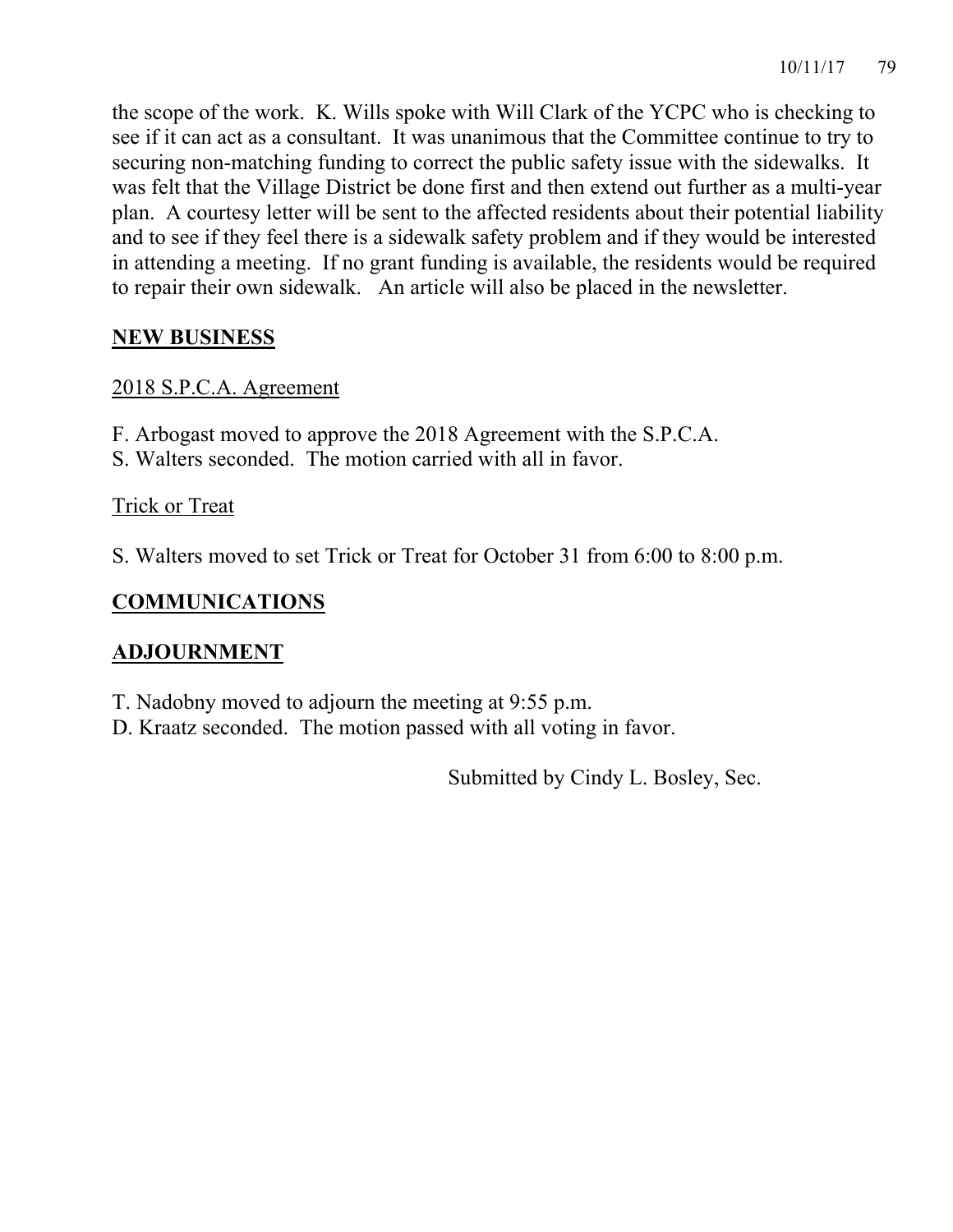the scope of the work. K. Wills spoke with Will Clark of the YCPC who is checking to see if it can act as a consultant. It was unanimous that the Committee continue to try to securing non-matching funding to correct the public safety issue with the sidewalks. It was felt that the Village District be done first and then extend out further as a multi-year plan. A courtesy letter will be sent to the affected residents about their potential liability and to see if they feel there is a sidewalk safety problem and if they would be interested in attending a meeting. If no grant funding is available, the residents would be required to repair their own sidewalk. An article will also be placed in the newsletter.

## NEW BUSINESS

2018 S.P.C.A. Agreement

F. Arbogast moved to approve the 2018 Agreement with the S.P.C.A.
S. Walters seconded. The motion carried with all in favor.

Trick or Treat

S. Walters moved to set Trick or Treat for October 31 from 6:00 to 8:00 p.m.

## COMMUNICATIONS

## ADJOURNMENT

T. Nadobny moved to adjourn the meeting at 9:55 p.m.
D. Kraatz seconded. The motion passed with all voting in favor.

Submitted by Cindy L. Bosley, Sec.